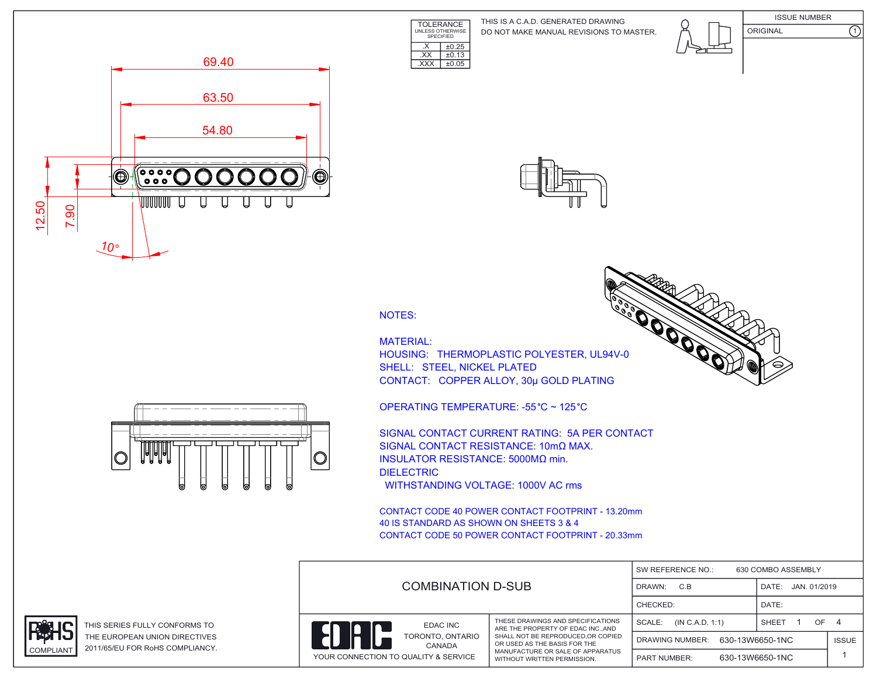| TOLERANCE UNLESS OTHERWISE SPECIFIED | |
|---|---|
| .X | ±0.25 |
| .XX | ±0.13 |
| .XXX | ±0.05 |

THIS IS A C.A.D. GENERATED DRAWING
DO NOT MAKE MANUAL REVISIONS TO MASTER.

| ISSUE NUMBER | |
|---|---|
| ORIGINAL | 1 |

69.40
63.50
54.80
12.50
7.90
10°

NOTES:

MATERIAL:
HOUSING: THERMOPLASTIC POLYESTER, UL94V-0
SHELL: STEEL, NICKEL PLATED
CONTACT: COPPER ALLOY, 30μ GOLD PLATING

OPERATING TEMPERATURE: -55°C ~ 125°C

SIGNAL CONTACT CURRENT RATING: 5A PER CONTACT
SIGNAL CONTACT RESISTANCE: 10mΩ MAX.
INSULATOR RESISTANCE: 5000MΩ min.
DIELECTRIC
WITHSTANDING VOLTAGE: 1000V AC rms

CONTACT CODE 40 POWER CONTACT FOOTPRINT - 13.20mm
40 IS STANDARD AS SHOWN ON SHEETS 3 & 4
CONTACT CODE 50 POWER CONTACT FOOTPRINT - 20.33mm

RoHS COMPLIANT

THIS SERIES FULLY CONFORMS TO THE EUROPEAN UNION DIRECTIVES 2011/65/EU FOR RoHS COMPLIANCY.

COMBINATION D-SUB

EDAC
EDAC INC
TORONTO, ONTARIO
CANADA
YOUR CONNECTION TO QUALITY & SERVICE

THESE DRAWINGS AND SPECIFICATIONS ARE THE PROPERTY OF EDAC INC.,AND SHALL NOT BE REPRODUCED,OR COPIED OR USED AS THE BASIS FOR THE MANUFACTURE OR SALE OF APPARATUS WITHOUT WRITTEN PERMISSION.

| SW REFERENCE NO.: 630 COMBO ASSEMBLY | | |
|---|---|---|
| DRAWN: C.B | DATE: JAN. 01/2019 | |
| CHECKED: | DATE: | |
| SCALE: (IN C.A.D. 1:1) | SHEET 1 OF 4 | |
| DRAWING NUMBER: 630-13W6650-1NC | | ISSUE |
| PART NUMBER: 630-13W6650-1NC | | 1 |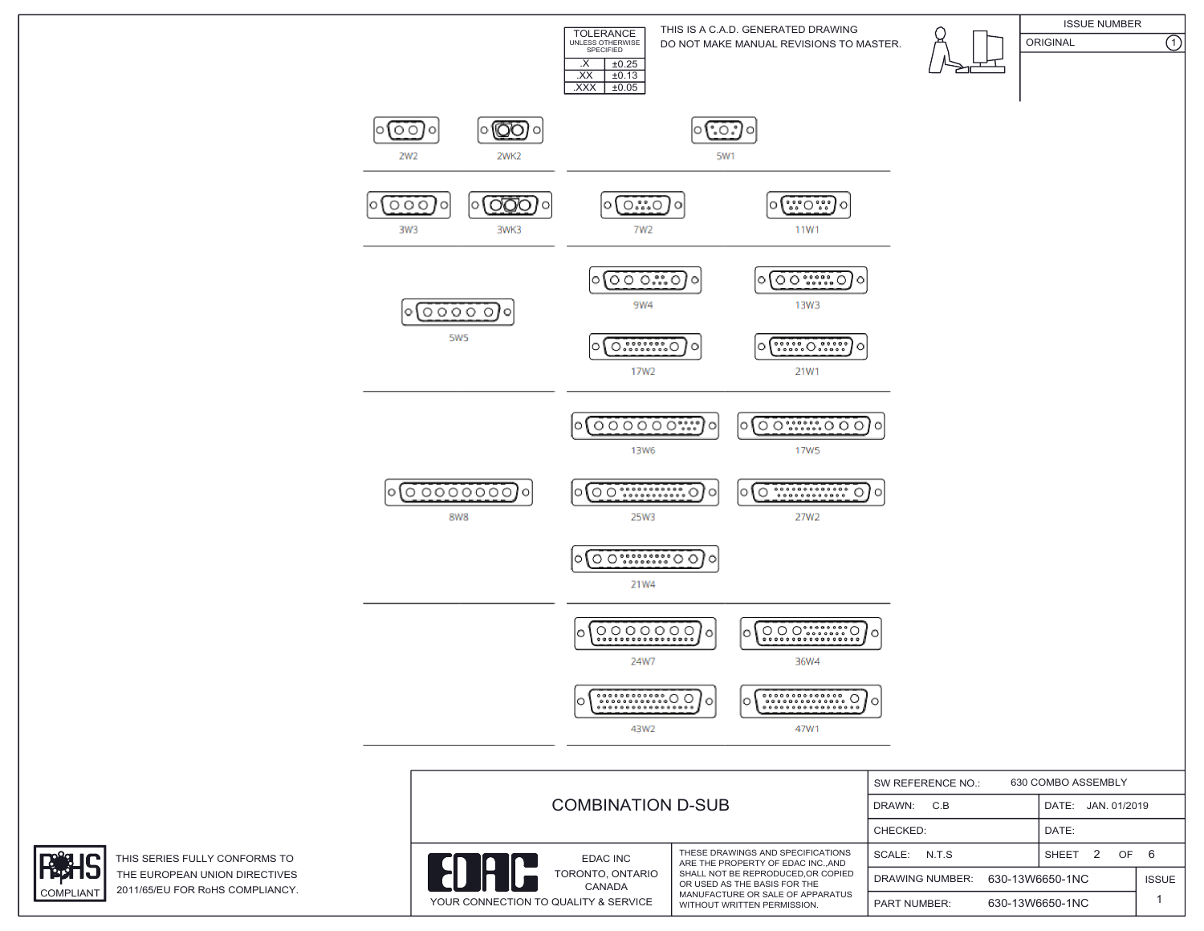| TOLERANCE UNLESS OTHERWISE SPECIFIED | |
|---|---|
| .X | ±0.25 |
| .XX | ±0.13 |
| .XXX | ±0.05 |

THIS IS A C.A.D. GENERATED DRAWING
DO NOT MAKE MANUAL REVISIONS TO MASTER.

| ISSUE NUMBER | |
|---|---|
| ORIGINAL | 1 |

2W2 2WK2 5W1

3W3 3WK3 7W2 11W1

9W4 13W3

5W5

17W2 21W1

13W6 17W5

8W8

25W3 27W2

21W4

24W7 36W4

43W2 47W1

THIS SERIES FULLY CONFORMS TO THE EUROPEAN UNION DIRECTIVES 2011/65/EU FOR RoHS COMPLIANCY.

RoHS COMPLIANT

# COMBINATION D-SUB

EDAC INC
TORONTO, ONTARIO
CANADA
YOUR CONNECTION TO QUALITY & SERVICE

THESE DRAWINGS AND SPECIFICATIONS ARE THE PROPERTY OF EDAC INC.,AND SHALL NOT BE REPRODUCED,OR COPIED OR USED AS THE BASIS FOR THE MANUFACTURE OR SALE OF APPARATUS WITHOUT WRITTEN PERMISSION.

| SW REFERENCE NO.: | 630 COMBO ASSEMBLY | | |
|---|---|---|---|
| DRAWN: C.B | | DATE: JAN. 01/2019 | |
| CHECKED: | | DATE: | |
| SCALE: N.T.S | | SHEET 2 OF 6 | |
| DRAWING NUMBER: | 630-13W6650-1NC | | ISSUE |
| PART NUMBER: | 630-13W6650-1NC | | 1 |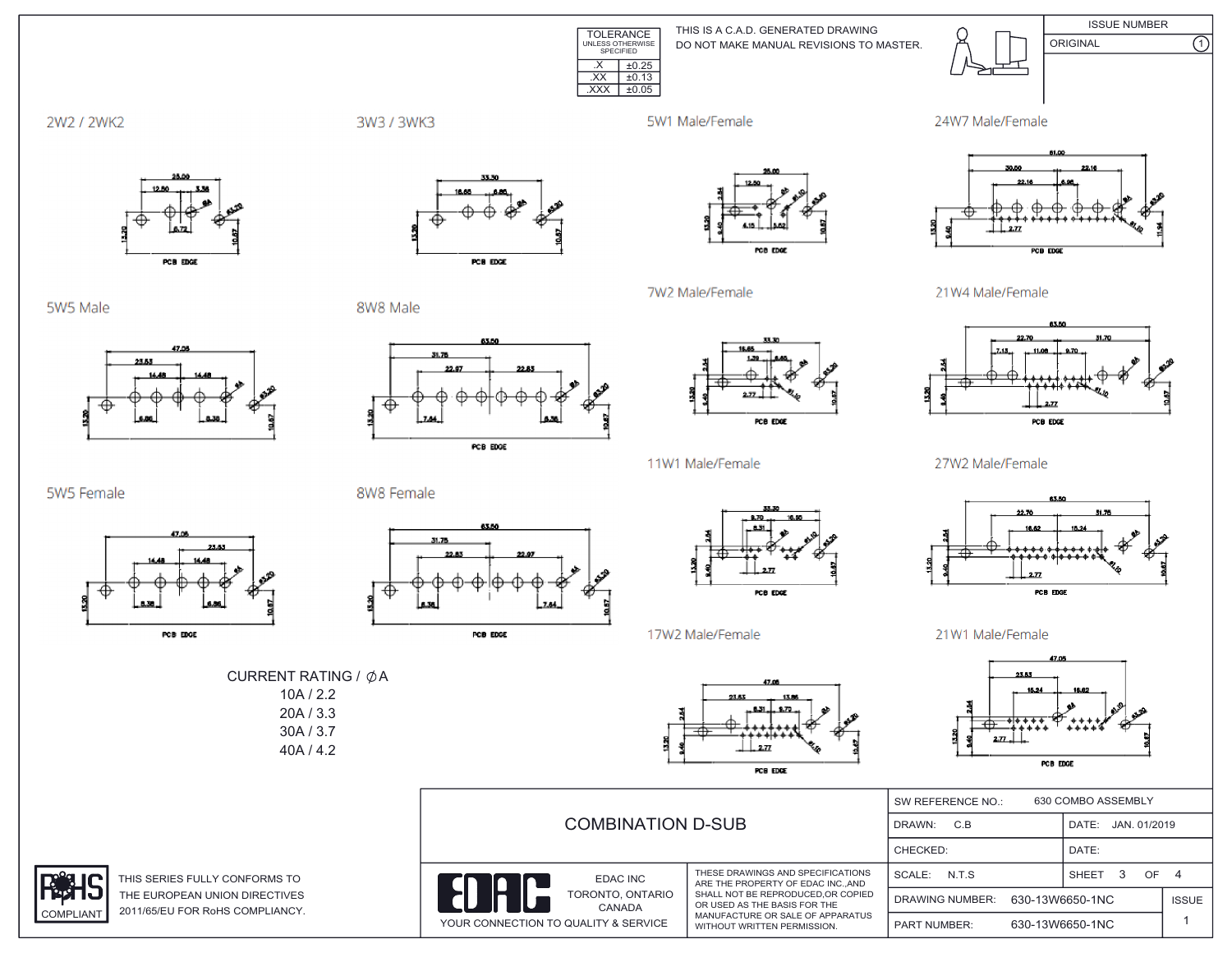| TOLERANCE UNLESS OTHERWISE SPECIFIED | |
|---|---|
| .X | ±0.25 |
| .XX | ±0.13 |
| .XXX | ±0.05 |

THIS IS A C.A.D. GENERATED DRAWING
DO NOT MAKE MANUAL REVISIONS TO MASTER.

| ISSUE NUMBER | |
|---|---|
| ORIGINAL | 1 |

2W2 / 2WK2

3W3 / 3WK3

5W1 Male/Female

24W7 Male/Female

5W5 Male

8W8 Male

7W2 Male/Female

21W4 Male/Female

11W1 Male/Female

5W5 Female

8W8 Female

27W2 Male/Female

17W2 Male/Female

21W1 Male/Female

PCB EDGE

CURRENT RATING / ∅A
10A / 2.2
20A / 3.3
30A / 3.7
40A / 4.2

RoHS COMPLIANT

THIS SERIES FULLY CONFORMS TO THE EUROPEAN UNION DIRECTIVES 2011/65/EU FOR RoHS COMPLIANCY.

COMBINATION D-SUB

EDAC INC
TORONTO, ONTARIO
CANADA
YOUR CONNECTION TO QUALITY & SERVICE

THESE DRAWINGS AND SPECIFICATIONS ARE THE PROPERTY OF EDAC INC.,AND SHALL NOT BE REPRODUCED,OR COPIED OR USED AS THE BASIS FOR THE MANUFACTURE OR SALE OF APPARATUS WITHOUT WRITTEN PERMISSION.

| | | | |
|---|---|---|---|
| SW REFERENCE NO.: 630 COMBO ASSEMBLY | | | |
| DRAWN: C.B | | DATE: JAN. 01/2019 | |
| CHECKED: | | DATE: | |
| SCALE: N.T.S | | SHEET 3 OF 4 | |
| DRAWING NUMBER: 630-13W6650-1NC | | | ISSUE |
| PART NUMBER: 630-13W6650-1NC | | | 1 |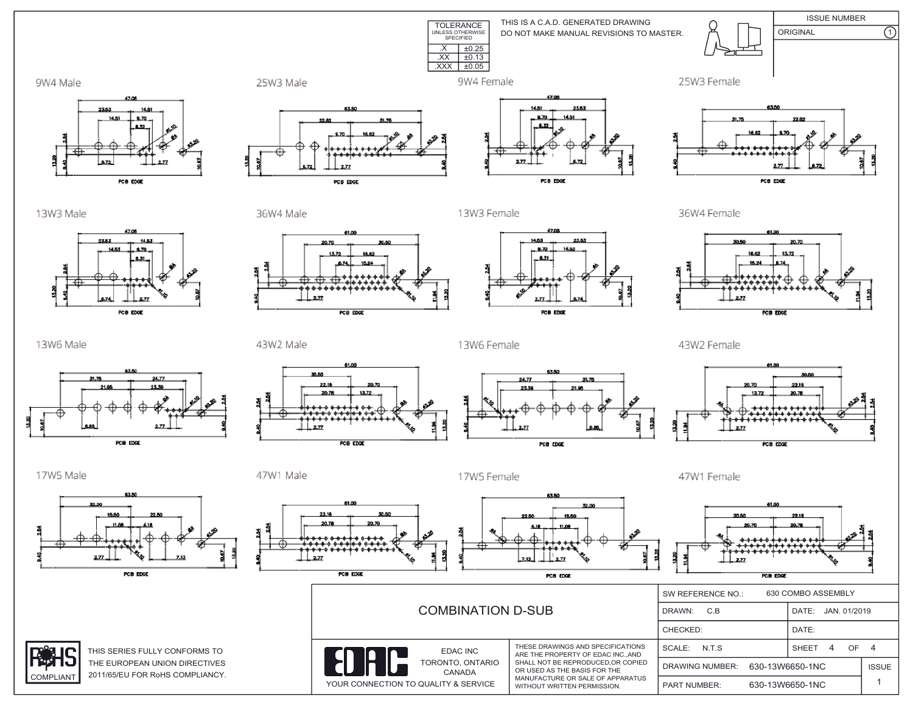| TOLERANCE UNLESS OTHERWISE SPECIFIED | |
|---|---|
| .X | ±0.25 |
| .XX | ±0.13 |
| .XXX | ±0.05 |

THIS IS A C.A.D. GENERATED DRAWING
DO NOT MAKE MANUAL REVISIONS TO MASTER.

| ISSUE NUMBER | |
|---|---|
| ORIGINAL | 1 |

9W4 Male

47.08
23.53
14.51
14.51
9.70
8.32
Ø1.10
Ø4
Ø3.20
2.54
13.20
9.40
6.72
2.77
10.67
PCB EDGE

25W3 Male

63.50
22.82
31.75
9.70
16.62
Ø1.10
Ø4
Ø3.20
2.54
13.20
10.67
6.72
2.77
9.40
PCB EDGE

9W4 Female

47.08
14.51
23.53
9.70
14.51
8.32
Ø1.10
Ø4
Ø3.20
2.54
9.40
2.77
6.72
10.67
13.20
PCB EDGE

25W3 Female

63.50
31.75
22.82
16.62
9.70
Ø1.10
Ø4
Ø3.20
2.54
9.40
2.77
6.72
10.67
13.20
PCB EDGE

13W3 Male

47.08
23.53
14.53
14.53
9.70
8.31
Ø4
Ø3.20
Ø1.10
2.54
13.20
9.40
6.74
2.77
10.67
PCB EDGE

36W4 Male

61.00
20.70
30.50
13.72
16.62
6.74
15.24
Ø4
Ø3.20
Ø1.10
2.54
9.40
2.77
11.94
13.20
PCB EDGE

13W3 Female

47.05
14.53
23.53
9.70
14.53
8.31
Ø4
Ø3.20
Ø1.10
2.54
9.40
2.77
6.74
10.67
13.20
PCB EDGE

36W4 Female

61.00
30.50
20.70
16.62
13.72
15.24
6.74
Ø4
Ø3.20
Ø1.10
2.54
9.40
2.77
11.94
13.20
PCB EDGE

13W6 Male

63.50
31.75
24.77
21.95
23.39
Ø4
Ø1.10
Ø3.20
2.54
13.20
10.67
6.88
2.77
9.40
PCB EDGE

43W2 Male

61.00
30.50
22.16
20.70
20.76
13.72
Ø4
Ø3.20
Ø1.10
2.54
9.40
2.77
11.94
13.20
PCB EDGE

13W6 Female

63.50
24.77
31.75
23.39
21.95
Ø1.10
Ø4
Ø3.20
2.54
9.40
2.77
6.88
10.67
13.20
PCB EDGE

43W2 Female

61.00
30.50
20.70
22.16
13.72
20.76
Ø4
Ø3.20
Ø1.10
2.54
13.20
11.94
2.77
9.40
PCB EDGE

17W5 Male

63.50
32.00
15.50
22.50
11.08
4.16
Ø4
Ø3.20
Ø1.10
2.54
9.40
2.77
7.13
10.67
13.20
PCB EDGE

47W1 Male

61.00
22.16
30.50
20.76
20.70
Ø4
Ø3.20
Ø1.10
2.54
9.40
2.77
11.94
13.20
PCB EDGE

17W5 Female

63.50
32.00
22.50
15.50
4.16
11.08
Ø4
Ø3.20
Ø1.10
2.54
9.40
7.13
2.77
10.67
13.20
PCB EDGE

47W1 Female

61.00
30.50
22.16
20.70
20.76
Ø4
Ø3.20
Ø1.10
2.54
13.20
11.94
2.77
9.40
PCB EDGE

RoHS COMPLIANT

THIS SERIES FULLY CONFORMS TO THE EUROPEAN UNION DIRECTIVES 2011/65/EU FOR RoHS COMPLIANCY.

COMBINATION D-SUB

EDAC
EDAC INC
TORONTO, ONTARIO
CANADA
YOUR CONNECTION TO QUALITY & SERVICE

THESE DRAWINGS AND SPECIFICATIONS ARE THE PROPERTY OF EDAC INC.,AND SHALL NOT BE REPRODUCED,OR COPIED OR USED AS THE BASIS FOR THE MANUFACTURE OR SALE OF APPARATUS WITHOUT WRITTEN PERMISSION.

| | | | |
|---|---|---|---|
| SW REFERENCE NO.: | 630 COMBO ASSEMBLY | | |
| DRAWN: C.B | | DATE: JAN. 01/2019 | |
| CHECKED: | | DATE: | |
| SCALE: N.T.S | | SHEET 4 OF 4 | |
| DRAWING NUMBER: | 630-13W6650-1NC | | ISSUE |
| PART NUMBER: | 630-13W6650-1NC | | 1 |